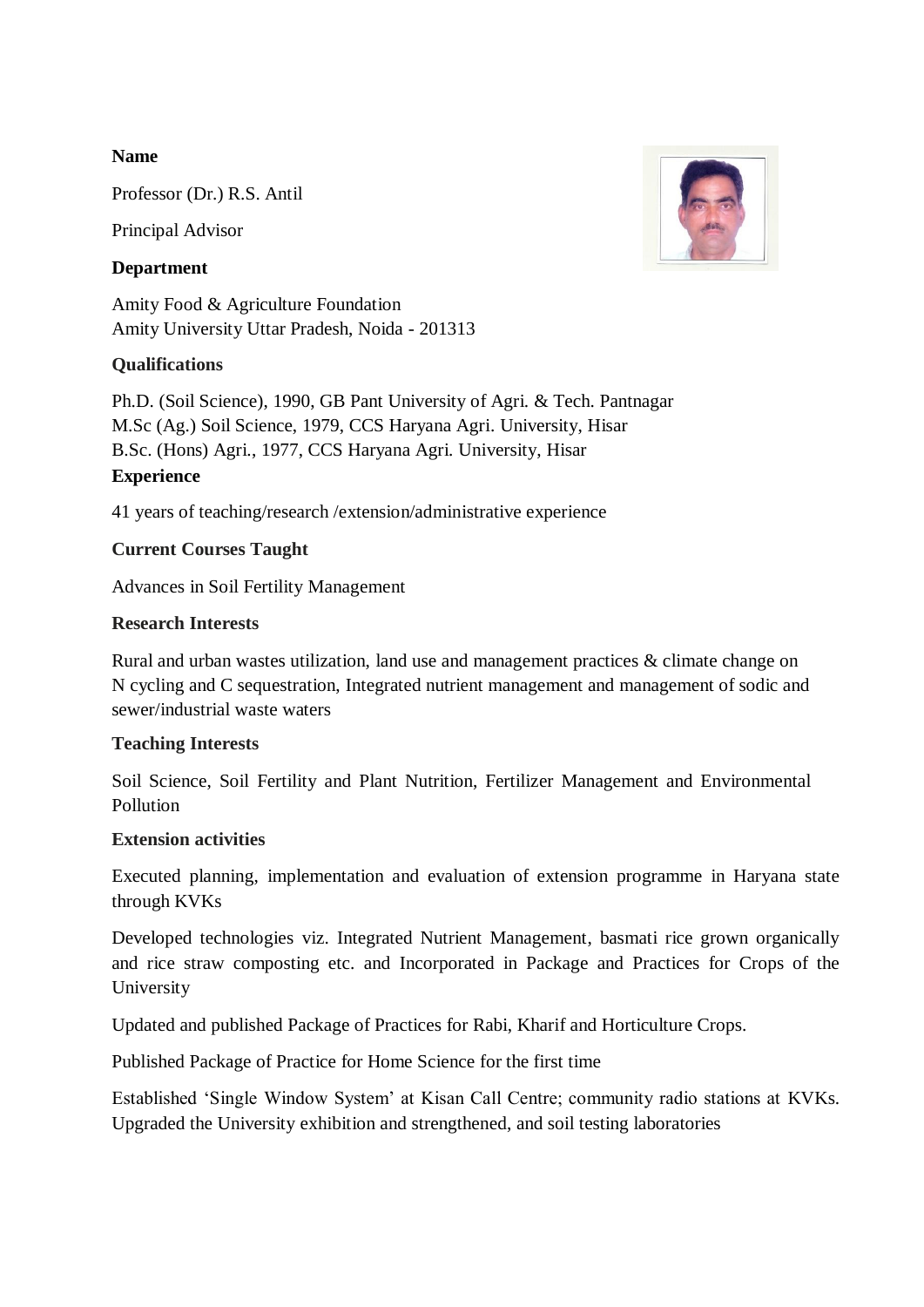**Name**

Professor (Dr.) R.S. Antil

Principal Advisor

**Department**

Amity Food & Agriculture Foundation
Amity University Uttar Pradesh, Noida - 201313

**Qualifications**

Ph.D. (Soil Science), 1990, GB Pant University of Agri. & Tech. Pantnagar
M.Sc (Ag.) Soil Science, 1979, CCS Haryana Agri. University, Hisar
B.Sc. (Hons) Agri., 1977, CCS Haryana Agri. University, Hisar

**Experience**

41 years of teaching/research /extension/administrative experience

**Current Courses Taught**

Advances in Soil Fertility Management

**Research Interests**

Rural and urban wastes utilization, land use and management practices & climate change on N cycling and C sequestration, Integrated nutrient management and management of sodic and sewer/industrial waste waters

**Teaching Interests**

Soil Science, Soil Fertility and Plant Nutrition, Fertilizer Management and Environmental Pollution

**Extension activities**

Executed planning, implementation and evaluation of extension programme in Haryana state through KVKs

Developed technologies viz. Integrated Nutrient Management, basmati rice grown organically and rice straw composting etc. and Incorporated in Package and Practices for Crops of the University

Updated and published Package of Practices for Rabi, Kharif and Horticulture Crops.

Published Package of Practice for Home Science for the first time

Established 'Single Window System' at Kisan Call Centre; community radio stations at KVKs. Upgraded the University exhibition and strengthened, and soil testing laboratories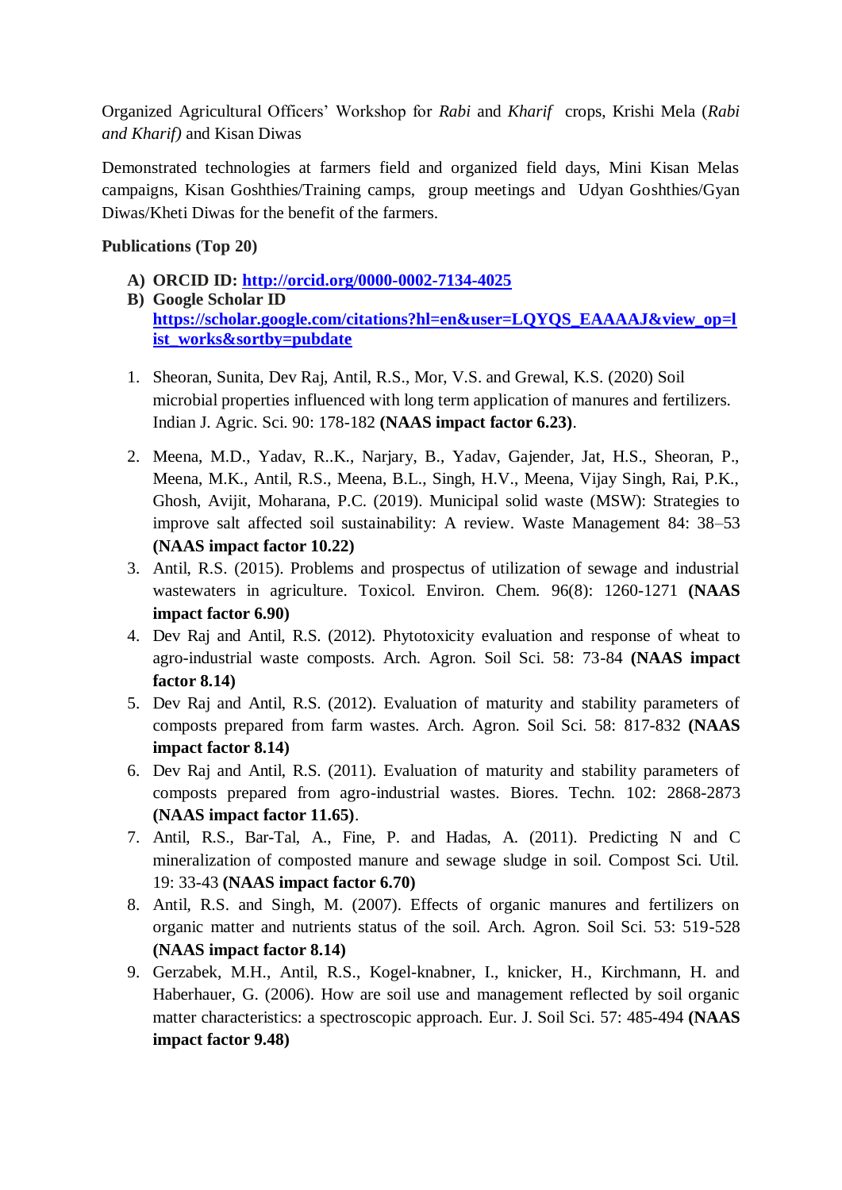Organized Agricultural Officers' Workshop for *Rabi* and *Kharif* crops, Krishi Mela (*Rabi and Kharif)* and Kisan Diwas

Demonstrated technologies at farmers field and organized field days, Mini Kisan Melas campaigns, Kisan Goshthies/Training camps, group meetings and Udyan Goshthies/Gyan Diwas/Kheti Diwas for the benefit of the farmers.

**Publications (Top 20)**

A) **ORCID ID: [http://orcid.org/0000-0002-7134-4025](http://orcid.org/0000-0002-7134-4025)**
B) **Google Scholar ID** **[https://scholar.google.com/citations?hl=en&user=LQYQS_EAAAAJ&view_op=list_works&sortby=pubdate](https://scholar.google.com/citations?hl=en&user=LQYQS_EAAAAJ&view_op=list_works&sortby=pubdate)**

1. Sheoran, Sunita, Dev Raj, Antil, R.S., Mor, V.S. and Grewal, K.S. (2020) Soil microbial properties influenced with long term application of manures and fertilizers. Indian J. Agric. Sci. 90: 178-182 **(NAAS impact factor 6.23)**.
2. Meena, M.D., Yadav, R..K., Narjary, B., Yadav, Gajender, Jat, H.S., Sheoran, P., Meena, M.K., Antil, R.S., Meena, B.L., Singh, H.V., Meena, Vijay Singh, Rai, P.K., Ghosh, Avijit, Moharana, P.C. (2019). Municipal solid waste (MSW): Strategies to improve salt affected soil sustainability: A review. Waste Management 84: 38–53 **(NAAS impact factor 10.22)**
3. Antil, R.S. (2015). Problems and prospectus of utilization of sewage and industrial wastewaters in agriculture. Toxicol. Environ. Chem. 96(8): 1260-1271 **(NAAS impact factor 6.90)**
4. Dev Raj and Antil, R.S. (2012). Phytotoxicity evaluation and response of wheat to agro-industrial waste composts. Arch. Agron. Soil Sci. 58: 73-84 **(NAAS impact factor 8.14)**
5. Dev Raj and Antil, R.S. (2012). Evaluation of maturity and stability parameters of composts prepared from farm wastes. Arch. Agron. Soil Sci. 58: 817-832 **(NAAS impact factor 8.14)**
6. Dev Raj and Antil, R.S. (2011). Evaluation of maturity and stability parameters of composts prepared from agro-industrial wastes. Biores. Techn. 102: 2868-2873 **(NAAS impact factor 11.65)**.
7. Antil, R.S., Bar-Tal, A., Fine, P. and Hadas, A. (2011). Predicting N and C mineralization of composted manure and sewage sludge in soil. Compost Sci. Util. 19: 33-43 **(NAAS impact factor 6.70)**
8. Antil, R.S. and Singh, M. (2007). Effects of organic manures and fertilizers on organic matter and nutrients status of the soil. Arch. Agron. Soil Sci. 53: 519-528 **(NAAS impact factor 8.14)**
9. Gerzabek, M.H., Antil, R.S., Kogel-knabner, I., knicker, H., Kirchmann, H. and Haberhauer, G. (2006). How are soil use and management reflected by soil organic matter characteristics: a spectroscopic approach. Eur. J. Soil Sci. 57: 485-494 **(NAAS impact factor 9.48)**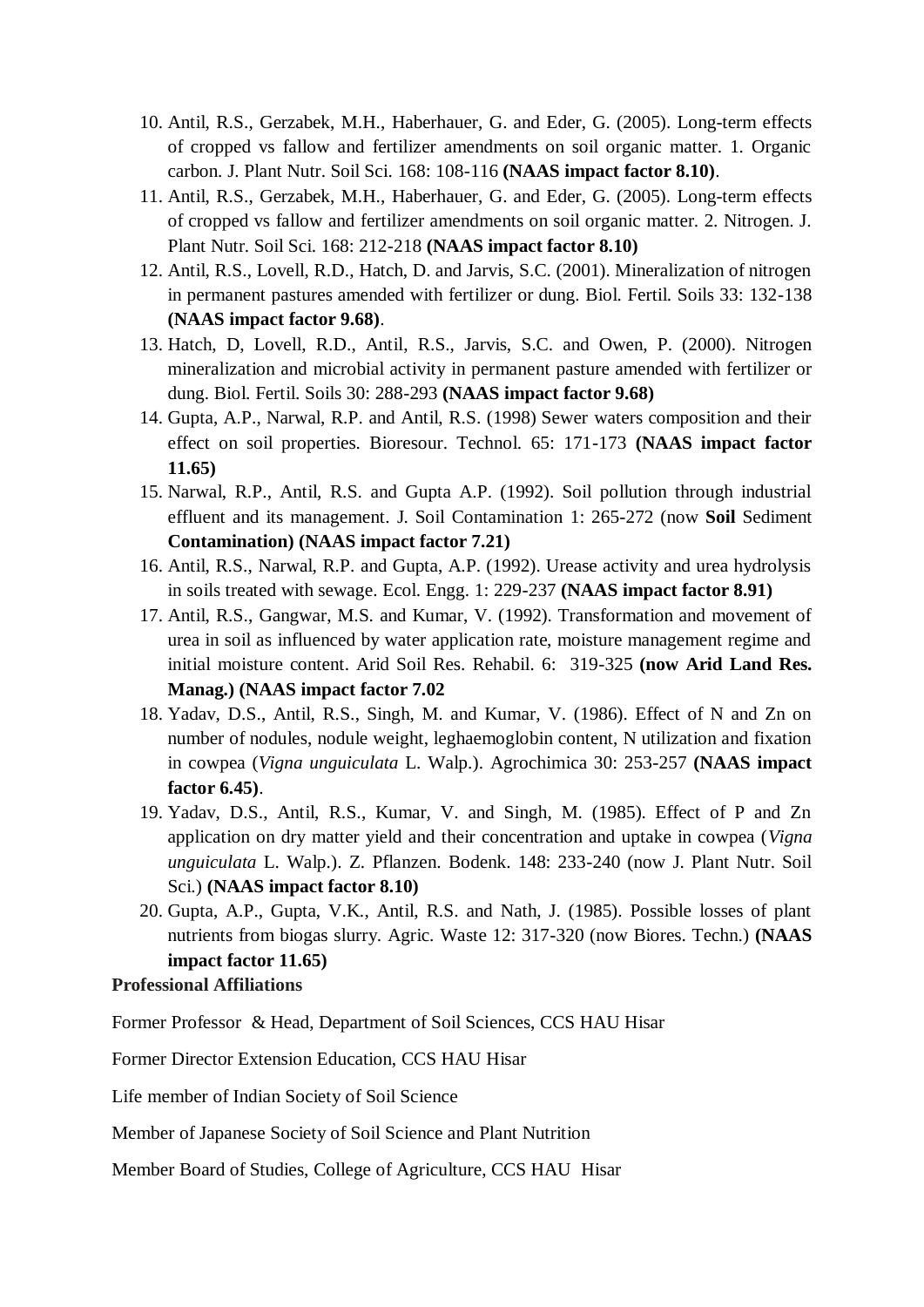10. Antil, R.S., Gerzabek, M.H., Haberhauer, G. and Eder, G. (2005). Long-term effects of cropped vs fallow and fertilizer amendments on soil organic matter. 1. Organic carbon. J. Plant Nutr. Soil Sci. 168: 108-116 **(NAAS impact factor 8.10)**.
11. Antil, R.S., Gerzabek, M.H., Haberhauer, G. and Eder, G. (2005). Long-term effects of cropped vs fallow and fertilizer amendments on soil organic matter. 2. Nitrogen. J. Plant Nutr. Soil Sci. 168: 212-218 **(NAAS impact factor 8.10)**
12. Antil, R.S., Lovell, R.D., Hatch, D. and Jarvis, S.C. (2001). Mineralization of nitrogen in permanent pastures amended with fertilizer or dung. Biol. Fertil. Soils 33: 132-138 **(NAAS impact factor 9.68)**.
13. Hatch, D, Lovell, R.D., Antil, R.S., Jarvis, S.C. and Owen, P. (2000). Nitrogen mineralization and microbial activity in permanent pasture amended with fertilizer or dung. Biol. Fertil. Soils 30: 288-293 **(NAAS impact factor 9.68)**
14. Gupta, A.P., Narwal, R.P. and Antil, R.S. (1998) Sewer waters composition and their effect on soil properties. Bioresour. Technol. 65: 171-173 **(NAAS impact factor 11.65)**
15. Narwal, R.P., Antil, R.S. and Gupta A.P. (1992). Soil pollution through industrial effluent and its management. J. Soil Contamination 1: 265-272 (now **Soil** Sediment **Contamination) (NAAS impact factor 7.21)**
16. Antil, R.S., Narwal, R.P. and Gupta, A.P. (1992). Urease activity and urea hydrolysis in soils treated with sewage. Ecol. Engg. 1: 229-237 **(NAAS impact factor 8.91)**
17. Antil, R.S., Gangwar, M.S. and Kumar, V. (1992). Transformation and movement of urea in soil as influenced by water application rate, moisture management regime and initial moisture content. Arid Soil Res. Rehabil. 6: 319-325 **(now Arid Land Res. Manag.) (NAAS impact factor 7.02**
18. Yadav, D.S., Antil, R.S., Singh, M. and Kumar, V. (1986). Effect of N and Zn on number of nodules, nodule weight, leghaemoglobin content, N utilization and fixation in cowpea (*Vigna unguiculata* L. Walp.). Agrochimica 30: 253-257 **(NAAS impact factor 6.45)**.
19. Yadav, D.S., Antil, R.S., Kumar, V. and Singh, M. (1985). Effect of P and Zn application on dry matter yield and their concentration and uptake in cowpea (*Vigna unguiculata* L. Walp.). Z. Pflanzen. Bodenk. 148: 233-240 (now J. Plant Nutr. Soil Sci.) **(NAAS impact factor 8.10)**
20. Gupta, A.P., Gupta, V.K., Antil, R.S. and Nath, J. (1985). Possible losses of plant nutrients from biogas slurry. Agric. Waste 12: 317-320 (now Biores. Techn.) **(NAAS impact factor 11.65)**

**Professional Affiliations**

Former Professor & Head, Department of Soil Sciences, CCS HAU Hisar

Former Director Extension Education, CCS HAU Hisar

Life member of Indian Society of Soil Science

Member of Japanese Society of Soil Science and Plant Nutrition

Member Board of Studies, College of Agriculture, CCS HAU Hisar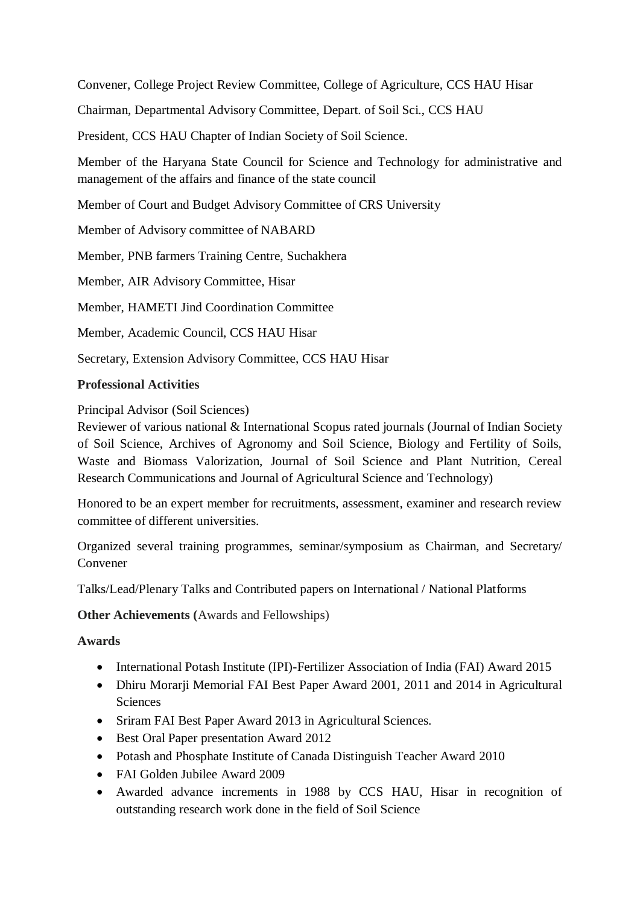Convener, College Project Review Committee, College of Agriculture, CCS HAU Hisar

Chairman, Departmental Advisory Committee, Depart. of Soil Sci., CCS HAU

President, CCS HAU Chapter of Indian Society of Soil Science.

Member of the Haryana State Council for Science and Technology for administrative and management of the affairs and finance of the state council

Member of Court and Budget Advisory Committee of CRS University

Member of Advisory committee of NABARD

Member, PNB farmers Training Centre, Suchakhera

Member, AIR Advisory Committee, Hisar

Member, HAMETI Jind Coordination Committee

Member, Academic Council, CCS HAU Hisar

Secretary, Extension Advisory Committee, CCS HAU Hisar

**Professional Activities**

Principal Advisor (Soil Sciences)
Reviewer of various national & International Scopus rated journals (Journal of Indian Society of Soil Science, Archives of Agronomy and Soil Science, Biology and Fertility of Soils, Waste and Biomass Valorization, Journal of Soil Science and Plant Nutrition, Cereal Research Communications and Journal of Agricultural Science and Technology)

Honored to be an expert member for recruitments, assessment, examiner and research review committee of different universities.

Organized several training programmes, seminar/symposium as Chairman, and Secretary/ Convener

Talks/Lead/Plenary Talks and Contributed papers on International / National Platforms

**Other Achievements (**Awards and Fellowships)

**Awards**

- International Potash Institute (IPI)-Fertilizer Association of India (FAI) Award 2015
- Dhiru Morarji Memorial FAI Best Paper Award 2001, 2011 and 2014 in Agricultural Sciences
- Sriram FAI Best Paper Award 2013 in Agricultural Sciences.
- Best Oral Paper presentation Award 2012
- Potash and Phosphate Institute of Canada Distinguish Teacher Award 2010
- FAI Golden Jubilee Award 2009
- Awarded advance increments in 1988 by CCS HAU, Hisar in recognition of outstanding research work done in the field of Soil Science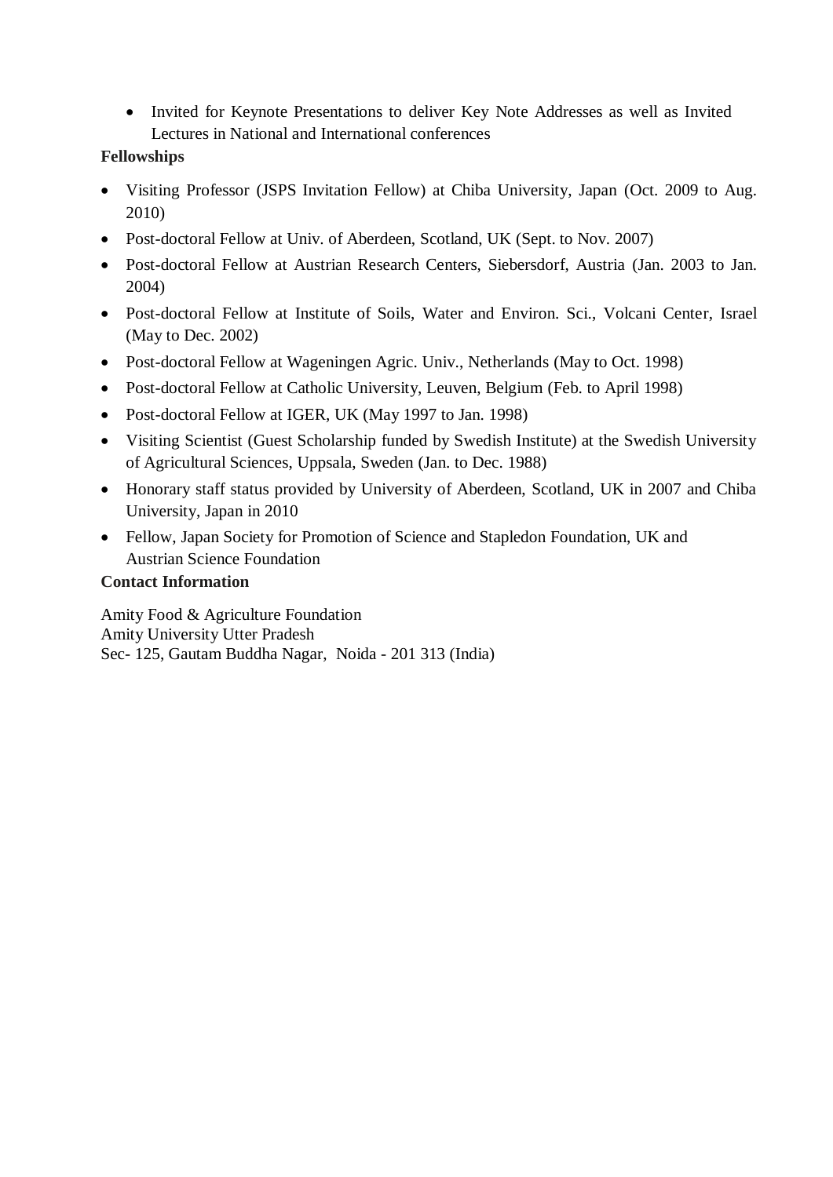- Invited for Keynote Presentations to deliver Key Note Addresses as well as Invited Lectures in National and International conferences

**Fellowships**

- Visiting Professor (JSPS Invitation Fellow) at Chiba University, Japan (Oct. 2009 to Aug. 2010)
- Post-doctoral Fellow at Univ. of Aberdeen, Scotland, UK (Sept. to Nov. 2007)
- Post-doctoral Fellow at Austrian Research Centers, Siebersdorf, Austria (Jan. 2003 to Jan. 2004)
- Post-doctoral Fellow at Institute of Soils, Water and Environ. Sci., Volcani Center, Israel (May to Dec. 2002)
- Post-doctoral Fellow at Wageningen Agric. Univ., Netherlands (May to Oct. 1998)
- Post-doctoral Fellow at Catholic University, Leuven, Belgium (Feb. to April 1998)
- Post-doctoral Fellow at IGER, UK (May 1997 to Jan. 1998)
- Visiting Scientist (Guest Scholarship funded by Swedish Institute) at the Swedish University of Agricultural Sciences, Uppsala, Sweden (Jan. to Dec. 1988)
- Honorary staff status provided by University of Aberdeen, Scotland, UK in 2007 and Chiba University, Japan in 2010
- Fellow, Japan Society for Promotion of Science and Stapledon Foundation, UK and Austrian Science Foundation

**Contact Information**

Amity Food & Agriculture Foundation
Amity University Utter Pradesh
Sec- 125, Gautam Buddha Nagar, Noida - 201 313 (India)